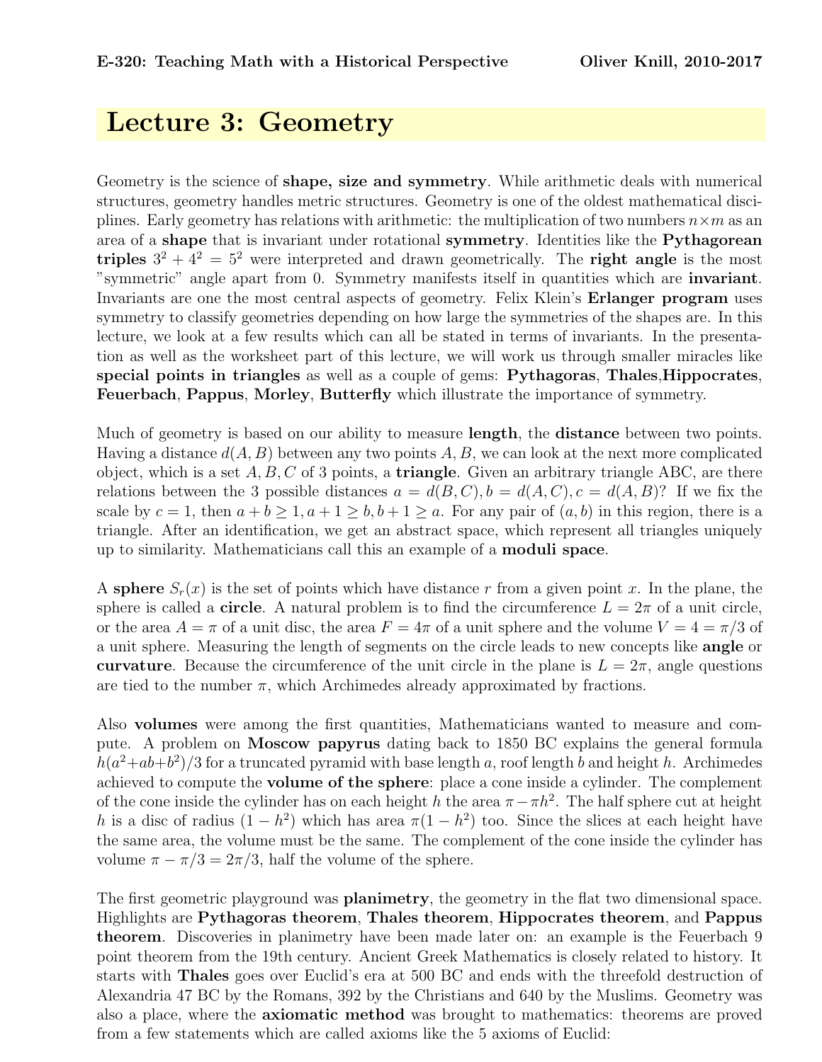E-320: Teaching Math with a Historical Perspective — Oliver Knill, 2010-2017

# Lecture 3: Geometry

Geometry is the science of **shape, size and symmetry**. While arithmetic deals with numerical structures, geometry handles metric structures. Geometry is one of the oldest mathematical disciplines. Early geometry has relations with arithmetic: the multiplication of two numbers $n \times m$ as an area of a **shape** that is invariant under rotational **symmetry**. Identities like the **Pythagorean triples** $3^2 + 4^2 = 5^2$ were interpreted and drawn geometrically. The **right angle** is the most "symmetric" angle apart from 0. Symmetry manifests itself in quantities which are **invariant**. Invariants are one the most central aspects of geometry. Felix Klein's **Erlanger program** uses symmetry to classify geometries depending on how large the symmetries of the shapes are. In this lecture, we look at a few results which can all be stated in terms of invariants. In the presentation as well as the worksheet part of this lecture, we will work us through smaller miracles like **special points in triangles** as well as a couple of gems: **Pythagoras**, **Thales**,**Hippocrates**, **Feuerbach**, **Pappus**, **Morley**, **Butterfly** which illustrate the importance of symmetry.

Much of geometry is based on our ability to measure **length**, the **distance** between two points. Having a distance $d(A, B)$ between any two points $A, B$, we can look at the next more complicated object, which is a set $A, B, C$ of 3 points, a **triangle**. Given an arbitrary triangle ABC, are there relations between the 3 possible distances $a = d(B, C), b = d(A, C), c = d(A, B)$? If we fix the scale by $c = 1$, then $a + b \geq 1, a + 1 \geq b, b + 1 \geq a$. For any pair of $(a, b)$ in this region, there is a triangle. After an identification, we get an abstract space, which represent all triangles uniquely up to similarity. Mathematicians call this an example of a **moduli space**.

A **sphere** $S_r(x)$ is the set of points which have distance $r$ from a given point $x$. In the plane, the sphere is called a **circle**. A natural problem is to find the circumference $L = 2\pi$ of a unit circle, or the area $A = \pi$ of a unit disc, the area $F = 4\pi$ of a unit sphere and the volume $V = 4 = \pi/3$ of a unit sphere. Measuring the length of segments on the circle leads to new concepts like **angle** or **curvature**. Because the circumference of the unit circle in the plane is $L = 2\pi$, angle questions are tied to the number $\pi$, which Archimedes already approximated by fractions.

Also **volumes** were among the first quantities, Mathematicians wanted to measure and compute. A problem on **Moscow papyrus** dating back to 1850 BC explains the general formula $h(a^2+ab+b^2)/3$ for a truncated pyramid with base length $a$, roof length $b$ and height $h$. Archimedes achieved to compute the **volume of the sphere**: place a cone inside a cylinder. The complement of the cone inside the cylinder has on each height $h$ the area $\pi - \pi h^2$. The half sphere cut at height $h$ is a disc of radius $(1 - h^2)$ which has area $\pi(1 - h^2)$ too. Since the slices at each height have the same area, the volume must be the same. The complement of the cone inside the cylinder has volume $\pi - \pi/3 = 2\pi/3$, half the volume of the sphere.

The first geometric playground was **planimetry**, the geometry in the flat two dimensional space. Highlights are **Pythagoras theorem**, **Thales theorem**, **Hippocrates theorem**, and **Pappus theorem**. Discoveries in planimetry have been made later on: an example is the Feuerbach 9 point theorem from the 19th century. Ancient Greek Mathematics is closely related to history. It starts with **Thales** goes over Euclid's era at 500 BC and ends with the threefold destruction of Alexandria 47 BC by the Romans, 392 by the Christians and 640 by the Muslims. Geometry was also a place, where the **axiomatic method** was brought to mathematics: theorems are proved from a few statements which are called axioms like the 5 axioms of Euclid: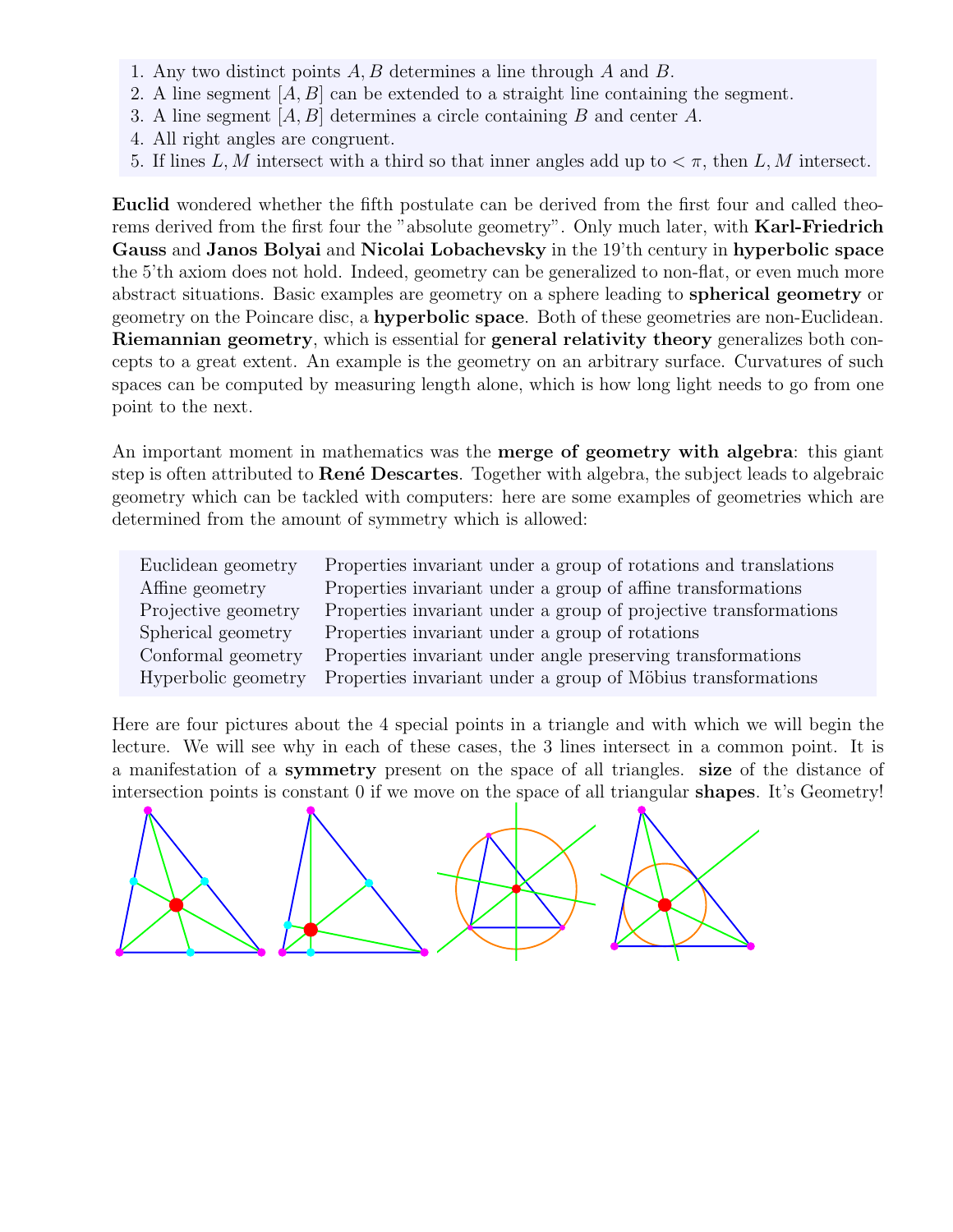1. Any two distinct points $A, B$ determines a line through $A$ and $B$.
2. A line segment $[A, B]$ can be extended to a straight line containing the segment.
3. A line segment $[A, B]$ determines a circle containing $B$ and center $A$.
4. All right angles are congruent.
5. If lines $L, M$ intersect with a third so that inner angles add up to $< \pi$, then $L, M$ intersect.

**Euclid** wondered whether the fifth postulate can be derived from the first four and called theorems derived from the first four the "absolute geometry". Only much later, with **Karl-Friedrich Gauss** and **Janos Bolyai** and **Nicolai Lobachevsky** in the 19'th century in **hyperbolic space** the 5'th axiom does not hold. Indeed, geometry can be generalized to non-flat, or even much more abstract situations. Basic examples are geometry on a sphere leading to **spherical geometry** or geometry on the Poincare disc, a **hyperbolic space**. Both of these geometries are non-Euclidean. **Riemannian geometry**, which is essential for **general relativity theory** generalizes both concepts to a great extent. An example is the geometry on an arbitrary surface. Curvatures of such spaces can be computed by measuring length alone, which is how long light needs to go from one point to the next.

An important moment in mathematics was the **merge of geometry with algebra**: this giant step is often attributed to **René Descartes**. Together with algebra, the subject leads to algebraic geometry which can be tackled with computers: here are some examples of geometries which are determined from the amount of symmetry which is allowed:

| | |
|---|---|
| Euclidean geometry | Properties invariant under a group of rotations and translations |
| Affine geometry | Properties invariant under a group of affine transformations |
| Projective geometry | Properties invariant under a group of projective transformations |
| Spherical geometry | Properties invariant under a group of rotations |
| Conformal geometry | Properties invariant under angle preserving transformations |
| Hyperbolic geometry | Properties invariant under a group of Möbius transformations |

Here are four pictures about the 4 special points in a triangle and with which we will begin the lecture. We will see why in each of these cases, the 3 lines intersect in a common point. It is a manifestation of a **symmetry** present on the space of all triangles. **size** of the distance of intersection points is constant 0 if we move on the space of all triangular **shapes**. It's Geometry!